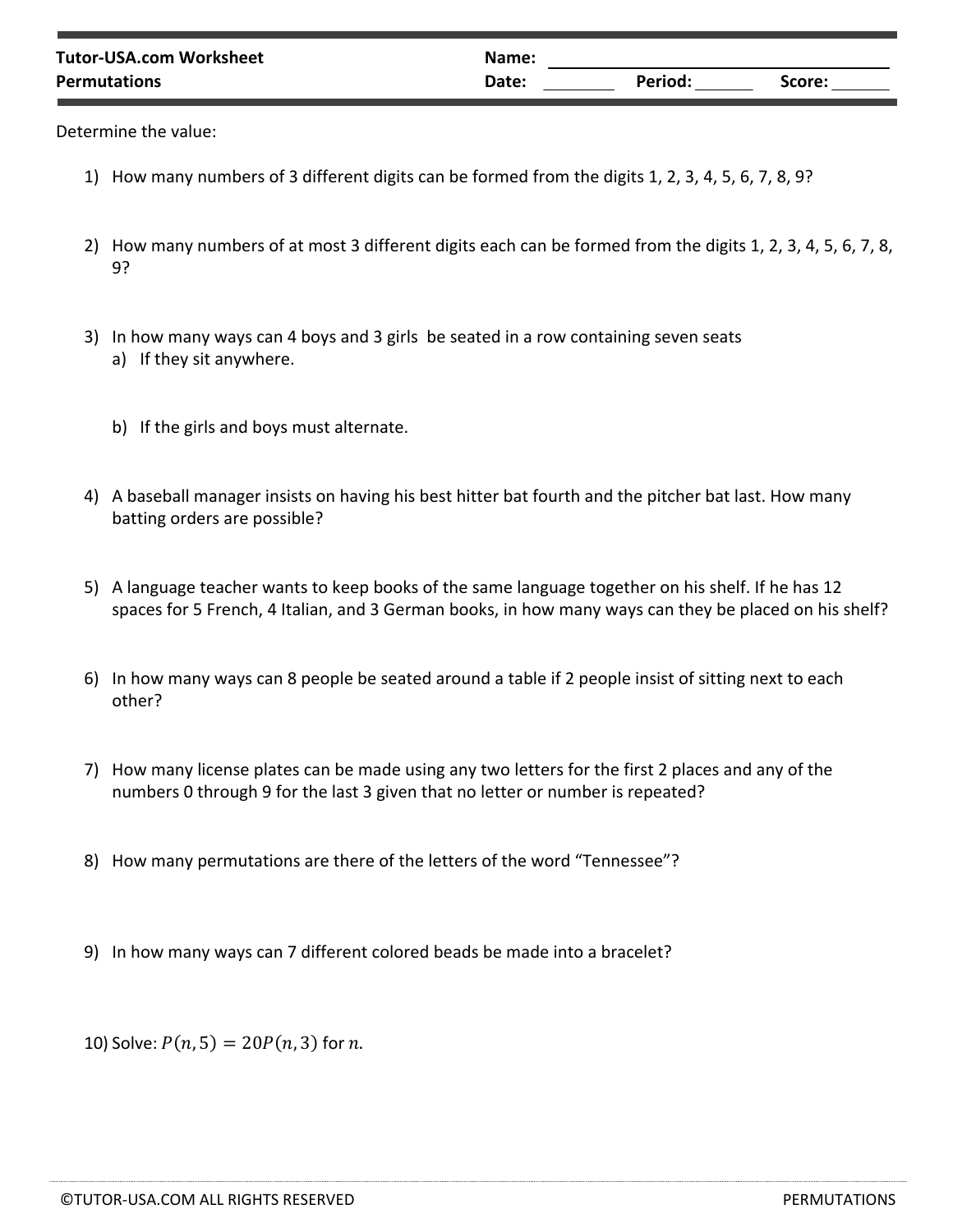**Tutor-USA.com Worksheet**
**Permutations**

**Name:** ____________________
**Date:** ________ **Period:** ______ **Score:** ______

Determine the value:

1) How many numbers of 3 different digits can be formed from the digits 1, 2, 3, 4, 5, 6, 7, 8, 9?

2) How many numbers of at most 3 different digits each can be formed from the digits 1, 2, 3, 4, 5, 6, 7, 8, 9?

3) In how many ways can 4 boys and 3 girls be seated in a row containing seven seats
   a) If they sit anywhere.

   b) If the girls and boys must alternate.

4) A baseball manager insists on having his best hitter bat fourth and the pitcher bat last. How many batting orders are possible?

5) A language teacher wants to keep books of the same language together on his shelf. If he has 12 spaces for 5 French, 4 Italian, and 3 German books, in how many ways can they be placed on his shelf?

6) In how many ways can 8 people be seated around a table if 2 people insist of sitting next to each other?

7) How many license plates can be made using any two letters for the first 2 places and any of the numbers 0 through 9 for the last 3 given that no letter or number is repeated?

8) How many permutations are there of the letters of the word "Tennessee"?

9) In how many ways can 7 different colored beads be made into a bracelet?

10) Solve: $P(n, 5) = 20P(n, 3)$ for $n$.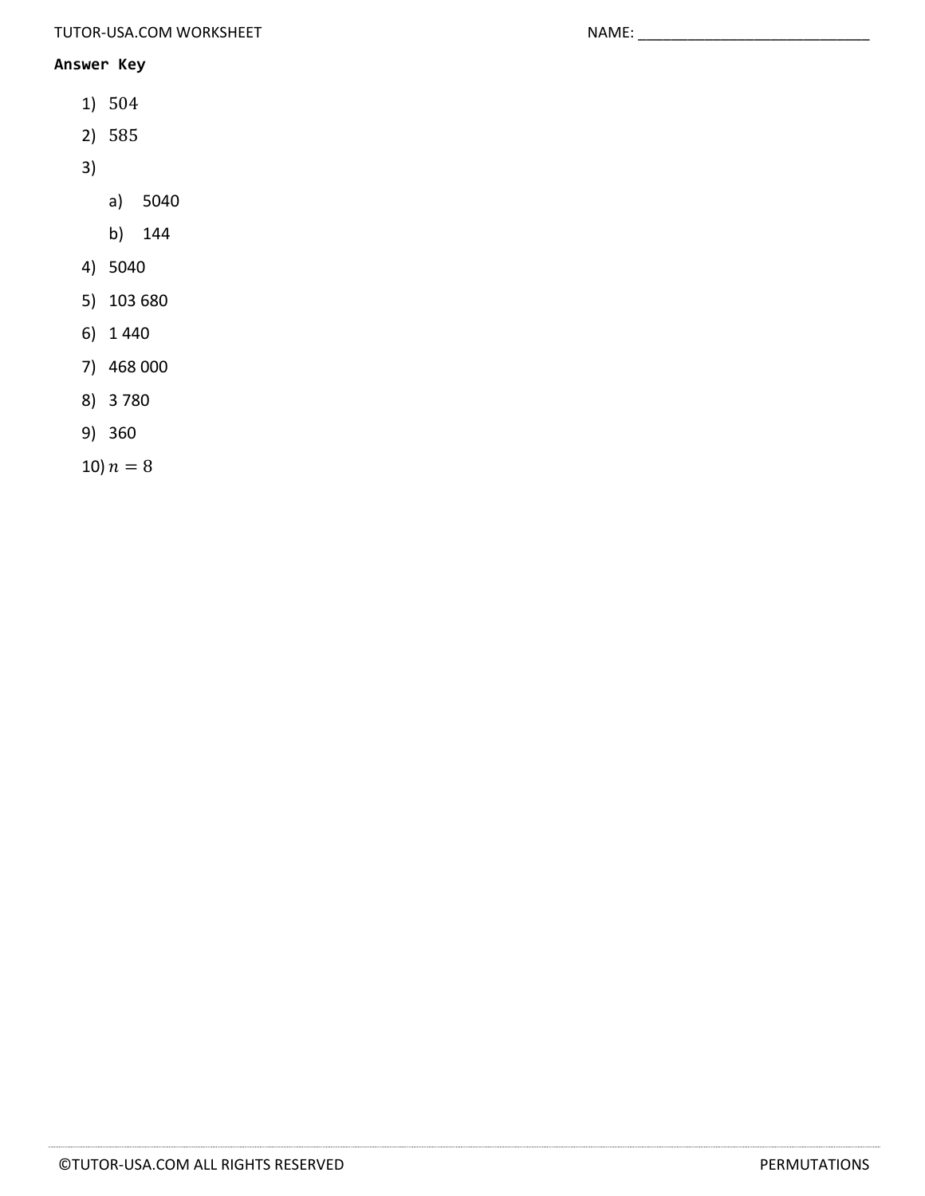**Answer Key**

1) $504$
2) $585$
3)
   a) 5040
   b) 144
4) 5040
5) 103 680
6) 1 440
7) 468 000
8) 3 780
9) 360
10) $n = 8$